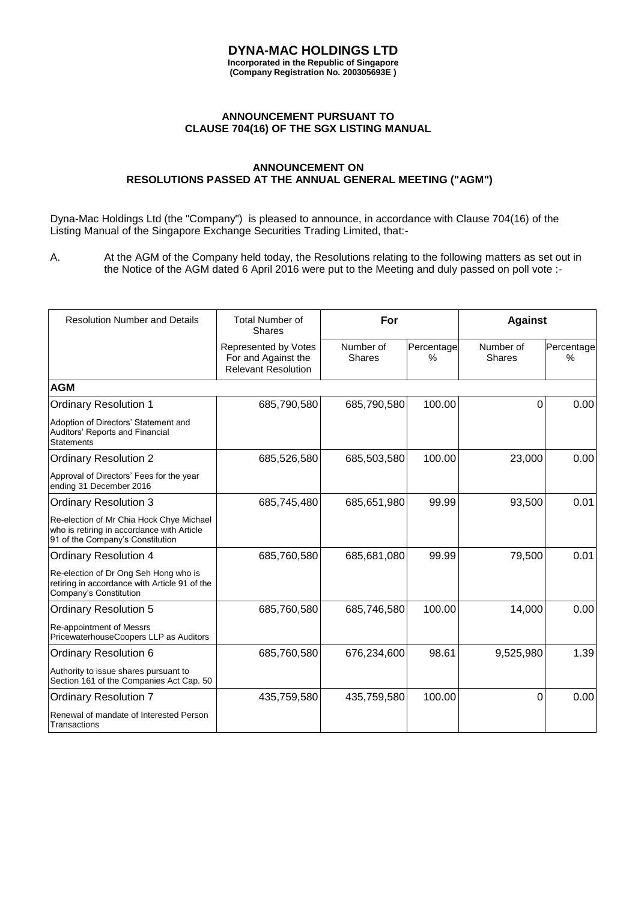# DYNA-MAC HOLDINGS LTD

**Incorporated in the Republic of Singapore**
**(Company Registration No. 200305693E )**

## ANNOUNCEMENT PURSUANT TO CLAUSE 704(16) OF THE SGX LISTING MANUAL

## ANNOUNCEMENT ON RESOLUTIONS PASSED AT THE ANNUAL GENERAL MEETING ("AGM")

Dyna-Mac Holdings Ltd (the "Company") is pleased to announce, in accordance with Clause 704(16) of the Listing Manual of the Singapore Exchange Securities Trading Limited, that:-

A. At the AGM of the Company held today, the Resolutions relating to the following matters as set out in the Notice of the AGM dated 6 April 2016 were put to the Meeting and duly passed on poll vote :-

| Resolution Number and Details | Total Number of Shares | **For** | | **Against** | |
|---|---|---|---|---|---|
| | Represented by Votes For and Against the Relevant Resolution | Number of Shares | Percentage % | Number of Shares | Percentage % |
| **AGM** | | | | | |
| Ordinary Resolution 1<br>Adoption of Directors' Statement and Auditors' Reports and Financial Statements | 685,790,580 | 685,790,580 | 100.00 | 0 | 0.00 |
| Ordinary Resolution 2<br>Approval of Directors' Fees for the year ending 31 December 2016 | 685,526,580 | 685,503,580 | 100.00 | 23,000 | 0.00 |
| Ordinary Resolution 3<br>Re-election of Mr Chia Hock Chye Michael who is retiring in accordance with Article 91 of the Company's Constitution | 685,745,480 | 685,651,980 | 99.99 | 93,500 | 0.01 |
| Ordinary Resolution 4<br>Re-election of Dr Ong Seh Hong who is retiring in accordance with Article 91 of the Company's Constitution | 685,760,580 | 685,681,080 | 99.99 | 79,500 | 0.01 |
| Ordinary Resolution 5<br>Re-appointment of Messrs PricewaterhouseCoopers LLP as Auditors | 685,760,580 | 685,746,580 | 100.00 | 14,000 | 0.00 |
| Ordinary Resolution 6<br>Authority to issue shares pursuant to Section 161 of the Companies Act Cap. 50 | 685,760,580 | 676,234,600 | 98.61 | 9,525,980 | 1.39 |
| Ordinary Resolution 7<br>Renewal of mandate of Interested Person Transactions | 435,759,580 | 435,759,580 | 100.00 | 0 | 0.00 |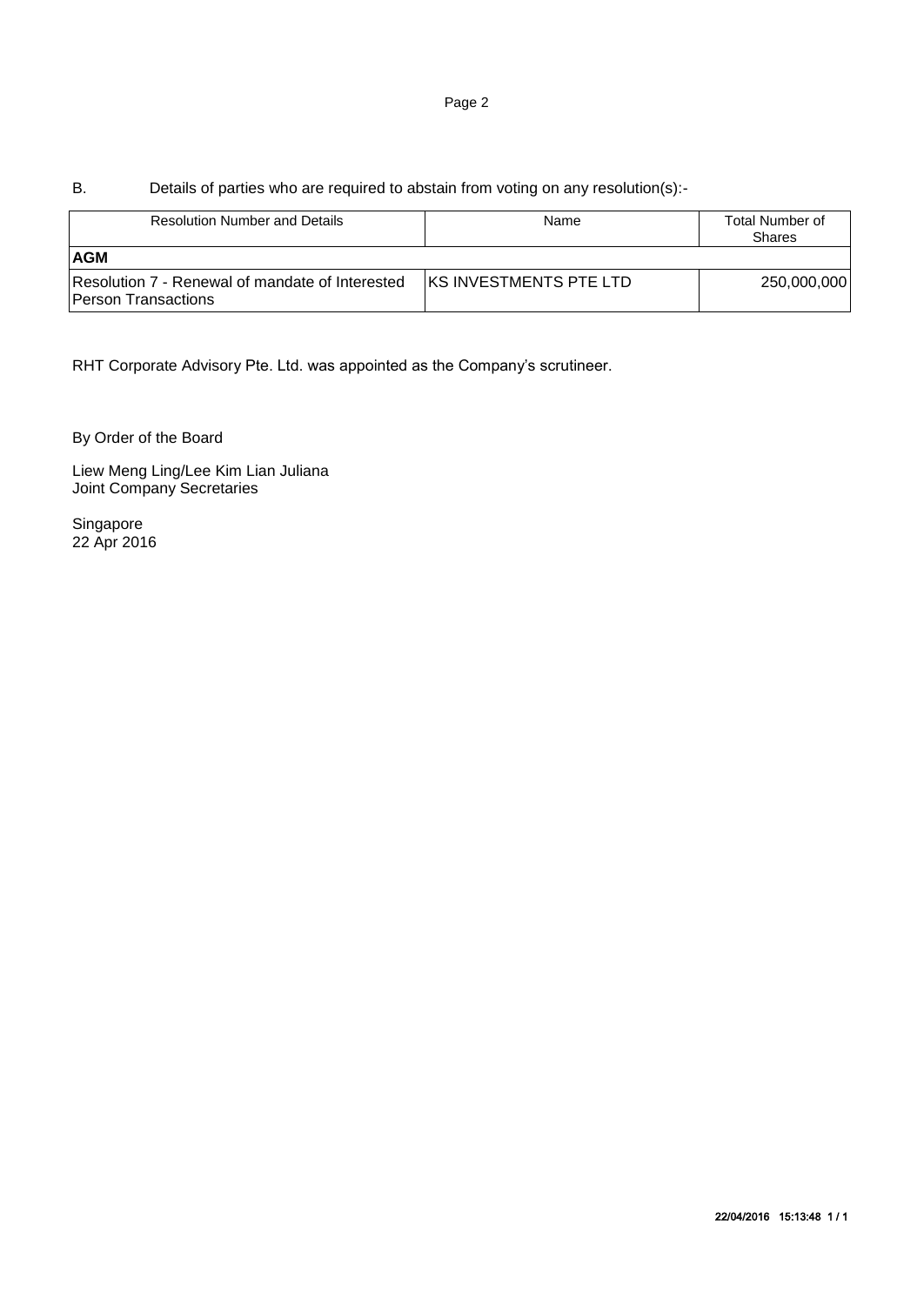B. Details of parties who are required to abstain from voting on any resolution(s):-

| Resolution Number and Details | Name | Total Number of Shares |
|---|---|---|
| **AGM** | | |
| Resolution 7 - Renewal of mandate of Interested Person Transactions | KS INVESTMENTS PTE LTD | 250,000,000 |

RHT Corporate Advisory Pte. Ltd. was appointed as the Company's scrutineer.

By Order of the Board

Liew Meng Ling/Lee Kim Lian Juliana
Joint Company Secretaries

Singapore
22 Apr 2016